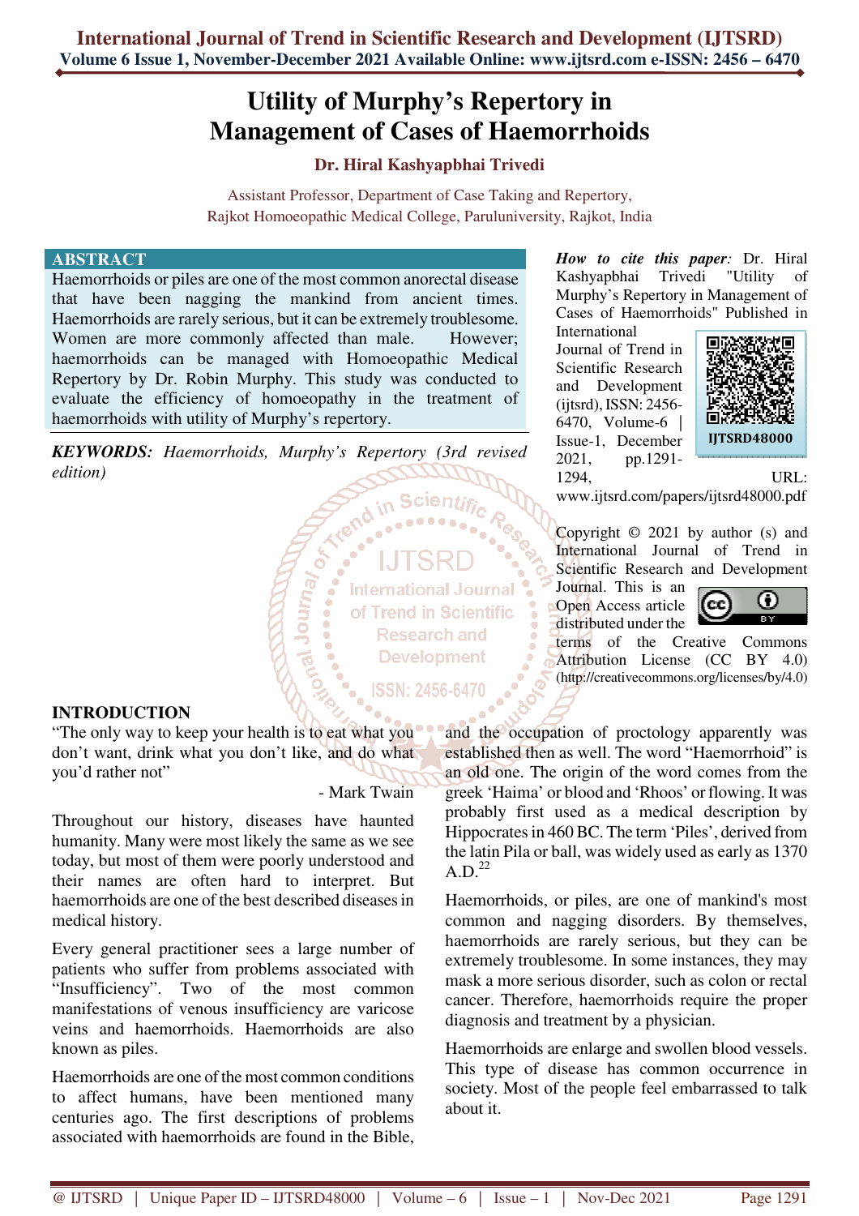# Utility of Murphy's Repertory in Management of Cases of Haemorrhoids

**Dr. Hiral Kashyapbhai Trivedi**

Assistant Professor, Department of Case Taking and Repertory,
Rajkot Homoeopathic Medical College, Paruluniversity, Rajkot, India

## ABSTRACT

Haemorrhoids or piles are one of the most common anorectal disease that have been nagging the mankind from ancient times. Haemorrhoids are rarely serious, but it can be extremely troublesome. Women are more commonly affected than male. However; haemorrhoids can be managed with Homoeopathic Medical Repertory by Dr. Robin Murphy. This study was conducted to evaluate the efficiency of homoeopathy in the treatment of haemorrhoids with utility of Murphy's repertory.

***KEYWORDS:*** *Haemorrhoids, Murphy's Repertory (3rd revised edition)*

***How to cite this paper:*** Dr. Hiral Kashyapbhai Trivedi "Utility of Murphy's Repertory in Management of Cases of Haemorrhoids" Published in International Journal of Trend in Scientific Research and Development (ijtsrd), ISSN: 2456-6470, Volume-6 | Issue-1, December 2021, pp.1291-1294, URL: www.ijtsrd.com/papers/ijtsrd48000.pdf

IJTSRD48000

Copyright © 2021 by author (s) and International Journal of Trend in Scientific Research and Development Journal. This is an Open Access article distributed under the terms of the Creative Commons Attribution License (CC BY 4.0) (http://creativecommons.org/licenses/by/4.0)

## INTRODUCTION

"The only way to keep your health is to eat what you don't want, drink what you don't like, and do what you'd rather not"

- Mark Twain

Throughout our history, diseases have haunted humanity. Many were most likely the same as we see today, but most of them were poorly understood and their names are often hard to interpret. But haemorrhoids are one of the best described diseases in medical history.

Every general practitioner sees a large number of patients who suffer from problems associated with "Insufficiency". Two of the most common manifestations of venous insufficiency are varicose veins and haemorrhoids. Haemorrhoids are also known as piles.

Haemorrhoids are one of the most common conditions to affect humans, have been mentioned many centuries ago. The first descriptions of problems associated with haemorrhoids are found in the Bible, and the occupation of proctology apparently was established then as well. The word "Haemorrhoid" is an old one. The origin of the word comes from the greek 'Haima' or blood and 'Rhoos' or flowing. It was probably first used as a medical description by Hippocrates in 460 BC. The term 'Piles', derived from the latin Pila or ball, was widely used as early as 1370 A.D.[22]

Haemorrhoids, or piles, are one of mankind's most common and nagging disorders. By themselves, haemorrhoids are rarely serious, but they can be extremely troublesome. In some instances, they may mask a more serious disorder, such as colon or rectal cancer. Therefore, haemorrhoids require the proper diagnosis and treatment by a physician.

Haemorrhoids are enlarge and swollen blood vessels. This type of disease has common occurrence in society. Most of the people feel embarrassed to talk about it.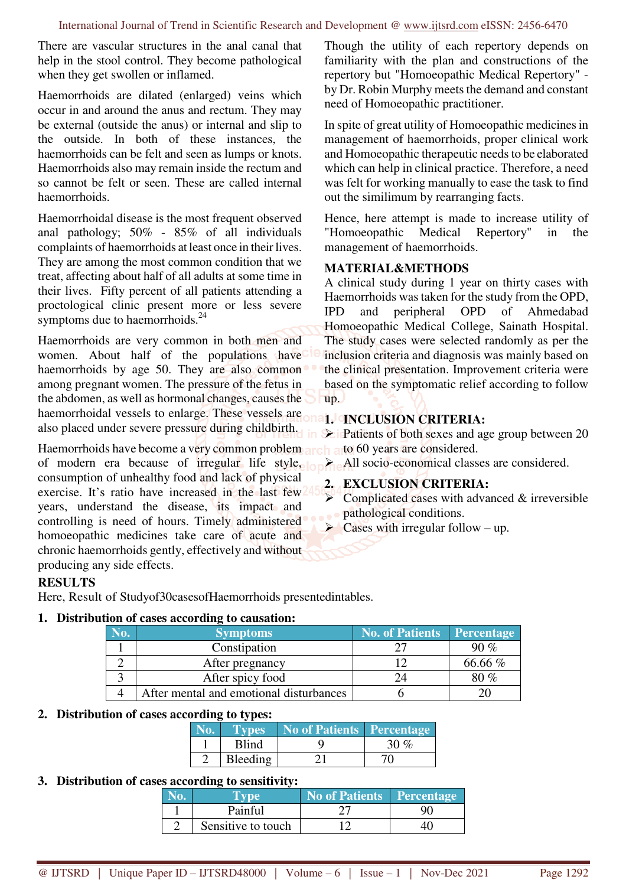There are vascular structures in the anal canal that help in the stool control. They become pathological when they get swollen or inflamed.

Haemorrhoids are dilated (enlarged) veins which occur in and around the anus and rectum. They may be external (outside the anus) or internal and slip to the outside. In both of these instances, the haemorrhoids can be felt and seen as lumps or knots. Haemorrhoids also may remain inside the rectum and so cannot be felt or seen. These are called internal haemorrhoids.

Haemorrhoidal disease is the most frequent observed anal pathology; 50% - 85% of all individuals complaints of haemorrhoids at least once in their lives. They are among the most common condition that we treat, affecting about half of all adults at some time in their lives. Fifty percent of all patients attending a proctological clinic present more or less severe symptoms due to haemorrhoids.[24]

Haemorrhoids are very common in both men and women. About half of the populations have haemorrhoids by age 50. They are also common among pregnant women. The pressure of the fetus in the abdomen, as well as hormonal changes, causes the haemorrhoidal vessels to enlarge. These vessels are also placed under severe pressure during childbirth.

Haemorrhoids have become a very common problem of modern era because of irregular life style, consumption of unhealthy food and lack of physical exercise. It's ratio have increased in the last few years, understand the disease, its impact and controlling is need of hours. Timely administered homoeopathic medicines take care of acute and chronic haemorrhoids gently, effectively and without producing any side effects.

Though the utility of each repertory depends on familiarity with the plan and constructions of the repertory but "Homoeopathic Medical Repertory" - by Dr. Robin Murphy meets the demand and constant need of Homoeopathic practitioner.

In spite of great utility of Homoeopathic medicines in management of haemorrhoids, proper clinical work and Homoeopathic therapeutic needs to be elaborated which can help in clinical practice. Therefore, a need was felt for working manually to ease the task to find out the similimum by rearranging facts.

Hence, here attempt is made to increase utility of "Homoeopathic Medical Repertory" in the management of haemorrhoids.

## MATERIAL&METHODS

A clinical study during 1 year on thirty cases with Haemorrhoids was taken for the study from the OPD, IPD and peripheral OPD of Ahmedabad Homoeopathic Medical College, Sainath Hospital. The study cases were selected randomly as per the inclusion criteria and diagnosis was mainly based on the clinical presentation. Improvement criteria were based on the symptomatic relief according to follow up.

### 1. INCLUSION CRITERIA:

- Patients of both sexes and age group between 20 to 60 years are considered.
- All socio-economical classes are considered.

### 2. EXCLUSION CRITERIA:

- Complicated cases with advanced & irreversible pathological conditions.
- Cases with irregular follow – up.

## RESULTS

Here, Result of Studyof30casesofHaemorrhoids presentedintables.

**1. Distribution of cases according to causation:**

| No. | Symptoms | No. of Patients | Percentage |
|---|---|---|---|
| 1 | Constipation | 27 | 90 % |
| 2 | After pregnancy | 12 | 66.66 % |
| 3 | After spicy food | 24 | 80 % |
| 4 | After mental and emotional disturbances | 6 | 20 |

**2. Distribution of cases according to types:**

| No. | Types | No of Patients | Percentage |
|---|---|---|---|
| 1 | Blind | 9 | 30 % |
| 2 | Bleeding | 21 | 70 |

**3. Distribution of cases according to sensitivity:**

| No. | Type | No of Patients | Percentage |
|---|---|---|---|
| 1 | Painful | 27 | 90 |
| 2 | Sensitive to touch | 12 | 40 |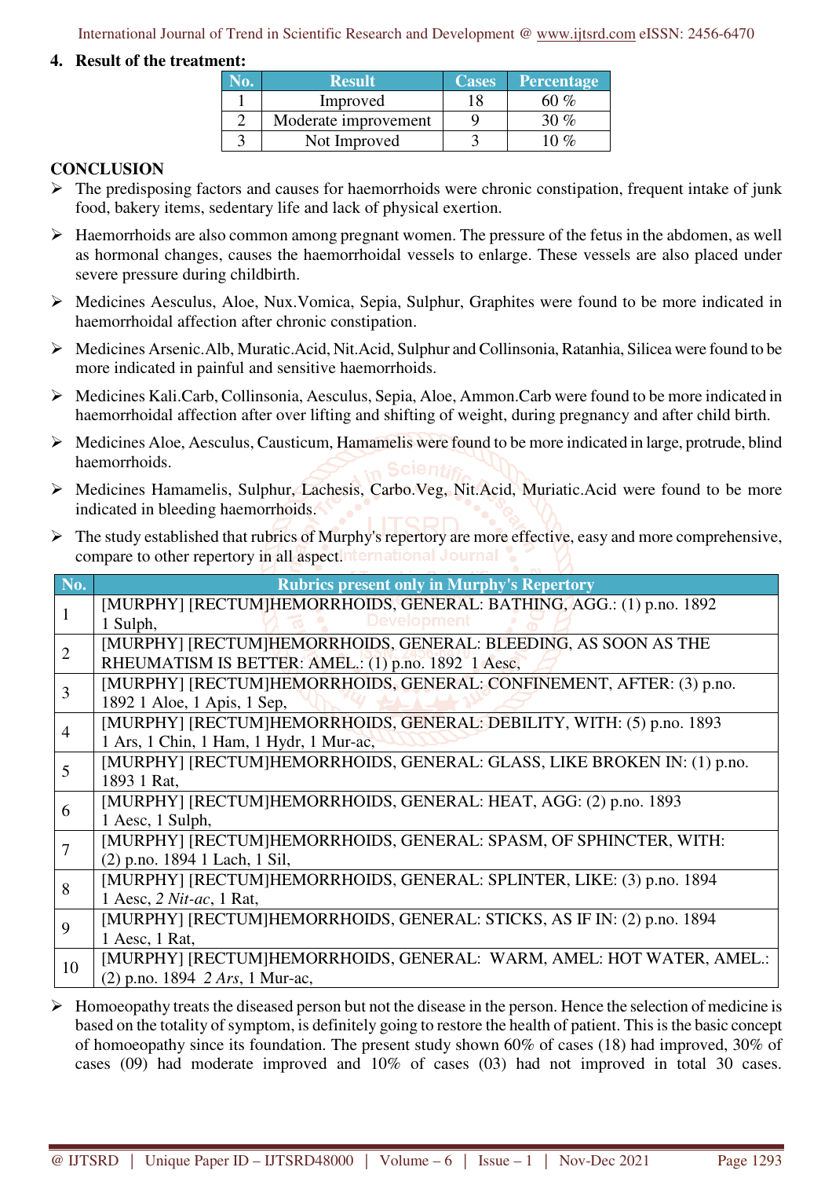## 4. Result of the treatment:

| No. | Result | Cases | Percentage |
|---|---|---|---|
| 1 | Improved | 18 | 60 % |
| 2 | Moderate improvement | 9 | 30 % |
| 3 | Not Improved | 3 | 10 % |

## CONCLUSION

- The predisposing factors and causes for haemorrhoids were chronic constipation, frequent intake of junk food, bakery items, sedentary life and lack of physical exertion.
- Haemorrhoids are also common among pregnant women. The pressure of the fetus in the abdomen, as well as hormonal changes, causes the haemorrhoidal vessels to enlarge. These vessels are also placed under severe pressure during childbirth.
- Medicines Aesculus, Aloe, Nux.Vomica, Sepia, Sulphur, Graphites were found to be more indicated in haemorrhoidal affection after chronic constipation.
- Medicines Arsenic.Alb, Muratic.Acid, Nit.Acid, Sulphur and Collinsonia, Ratanhia, Silicea were found to be more indicated in painful and sensitive haemorrhoids.
- Medicines Kali.Carb, Collinsonia, Aesculus, Sepia, Aloe, Ammon.Carb were found to be more indicated in haemorrhoidal affection after over lifting and shifting of weight, during pregnancy and after child birth.
- Medicines Aloe, Aesculus, Causticum, Hamamelis were found to be more indicated in large, protrude, blind haemorrhoids.
- Medicines Hamamelis, Sulphur, Lachesis, Carbo.Veg, Nit.Acid, Muriatic.Acid were found to be more indicated in bleeding haemorrhoids.
- The study established that rubrics of Murphy's repertory are more effective, easy and more comprehensive, compare to other repertory in all aspect.

| No. | Rubrics present only in Murphy's Repertory |
|---|---|
| 1 | [MURPHY] [RECTUM]HEMORRHOIDS, GENERAL: BATHING, AGG.: (1) p.no. 1892 1 Sulph, |
| 2 | [MURPHY] [RECTUM]HEMORRHOIDS, GENERAL: BLEEDING, AS SOON AS THE RHEUMATISM IS BETTER: AMEL.: (1) p.no. 1892 1 Aesc, |
| 3 | [MURPHY] [RECTUM]HEMORRHOIDS, GENERAL: CONFINEMENT, AFTER: (3) p.no. 1892 1 Aloe, 1 Apis, 1 Sep, |
| 4 | [MURPHY] [RECTUM]HEMORRHOIDS, GENERAL: DEBILITY, WITH: (5) p.no. 1893 1 Ars, 1 Chin, 1 Ham, 1 Hydr, 1 Mur-ac, |
| 5 | [MURPHY] [RECTUM]HEMORRHOIDS, GENERAL: GLASS, LIKE BROKEN IN: (1) p.no. 1893 1 Rat, |
| 6 | [MURPHY] [RECTUM]HEMORRHOIDS, GENERAL: HEAT, AGG: (2) p.no. 1893 1 Aesc, 1 Sulph, |
| 7 | [MURPHY] [RECTUM]HEMORRHOIDS, GENERAL: SPASM, OF SPHINCTER, WITH: (2) p.no. 1894 1 Lach, 1 Sil, |
| 8 | [MURPHY] [RECTUM]HEMORRHOIDS, GENERAL: SPLINTER, LIKE: (3) p.no. 1894 1 Aesc, *2 Nit-ac*, 1 Rat, |
| 9 | [MURPHY] [RECTUM]HEMORRHOIDS, GENERAL: STICKS, AS IF IN: (2) p.no. 1894 1 Aesc, 1 Rat, |
| 10 | [MURPHY] [RECTUM]HEMORRHOIDS, GENERAL: WARM, AMEL: HOT WATER, AMEL.: (2) p.no. 1894 *2 Ars*, 1 Mur-ac, |

- Homoeopathy treats the diseased person but not the disease in the person. Hence the selection of medicine is based on the totality of symptom, is definitely going to restore the health of patient. This is the basic concept of homoeopathy since its foundation. The present study shown 60% of cases (18) had improved, 30% of cases (09) had moderate improved and 10% of cases (03) had not improved in total 30 cases.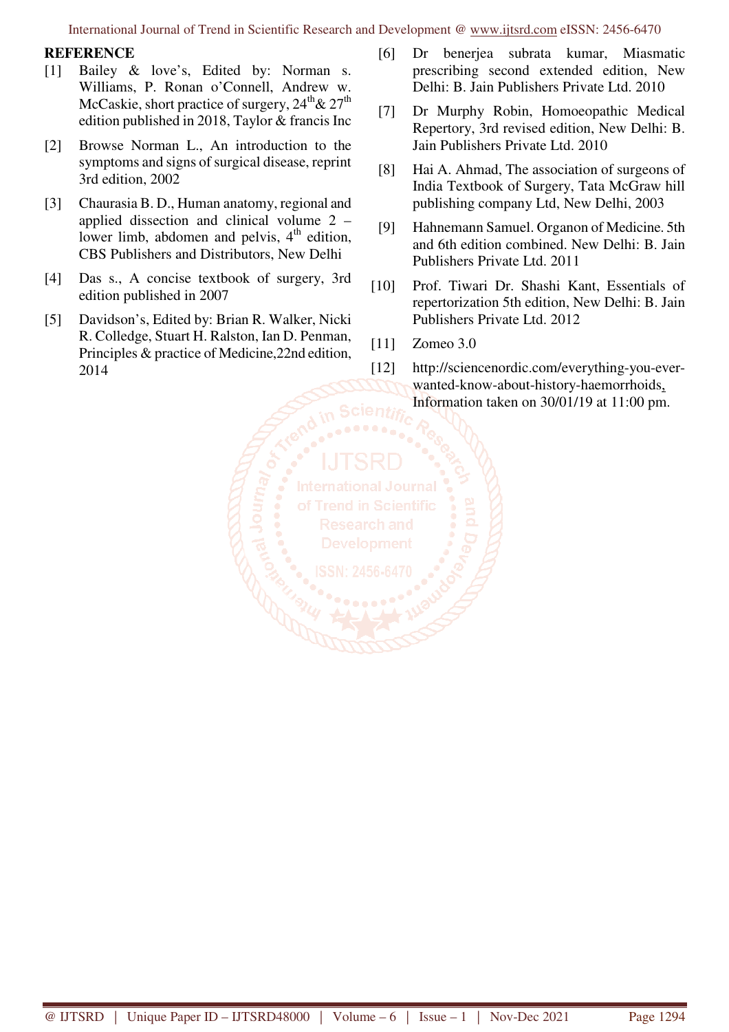## REFERENCE

[1] Bailey & love's, Edited by: Norman s. Williams, P. Ronan o'Connell, Andrew w. McCaskie, short practice of surgery, 24th & 27th edition published in 2018, Taylor & francis Inc

[2] Browse Norman L., An introduction to the symptoms and signs of surgical disease, reprint 3rd edition, 2002

[3] Chaurasia B. D., Human anatomy, regional and applied dissection and clinical volume 2 – lower limb, abdomen and pelvis, 4th edition, CBS Publishers and Distributors, New Delhi

[4] Das s., A concise textbook of surgery, 3rd edition published in 2007

[5] Davidson's, Edited by: Brian R. Walker, Nicki R. Colledge, Stuart H. Ralston, Ian D. Penman, Principles & practice of Medicine,22nd edition, 2014

[6] Dr benerjea subrata kumar, Miasmatic prescribing second extended edition, New Delhi: B. Jain Publishers Private Ltd. 2010

[7] Dr Murphy Robin, Homoeopathic Medical Repertory, 3rd revised edition, New Delhi: B. Jain Publishers Private Ltd. 2010

[8] Hai A. Ahmad, The association of surgeons of India Textbook of Surgery, Tata McGraw hill publishing company Ltd, New Delhi, 2003

[9] Hahnemann Samuel. Organon of Medicine. 5th and 6th edition combined. New Delhi: B. Jain Publishers Private Ltd. 2011

[10] Prof. Tiwari Dr. Shashi Kant, Essentials of repertorization 5th edition, New Delhi: B. Jain Publishers Private Ltd. 2012

[11] Zomeo 3.0

[12] http://sciencenordic.com/everything-you-ever-wanted-know-about-history-haemorrhoids, Information taken on 30/01/19 at 11:00 pm.